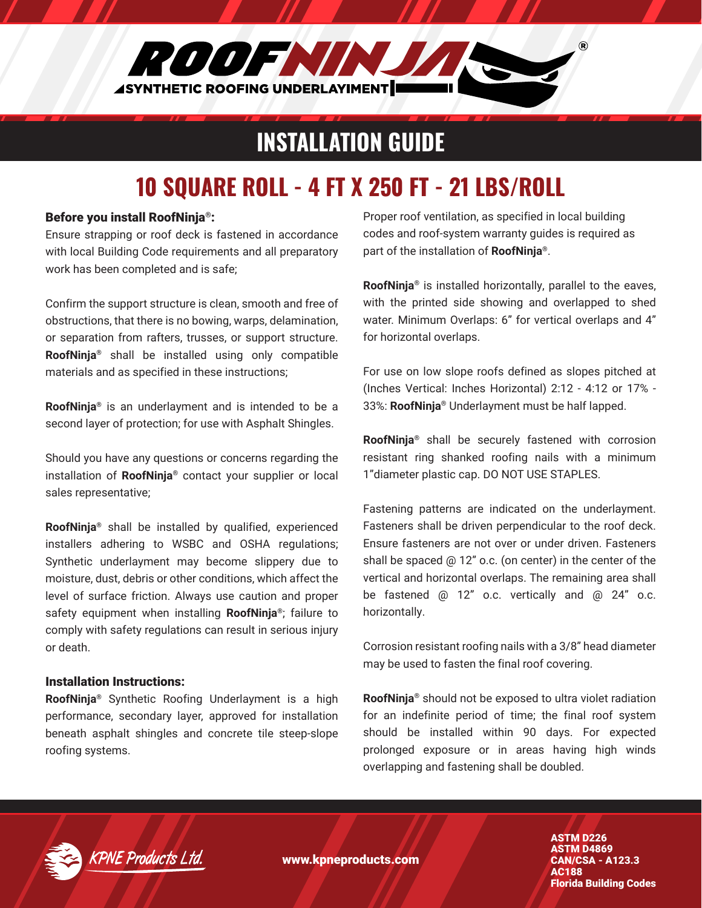# ROOFNINJA®

SYNTHETIC ROOFING UNDERLAYIMENT

## INSTALLATION GUIDE

## 10 SQUARE ROLL - 4 FT X 250 FT - 21 LBS/ROLL

### Before you install RoofNinja®:

Ensure strapping or roof deck is fastened in accordance with local Building Code requirements and all preparatory work has been completed and is safe;

Confirm the support structure is clean, smooth and free of obstructions, that there is no bowing, warps, delamination, or separation from rafters, trusses, or support structure. **RoofNinja**® shall be installed using only compatible materials and as specified in these instructions;

**RoofNinja**® is an underlayment and is intended to be a second layer of protection; for use with Asphalt Shingles.

Should you have any questions or concerns regarding the installation of **RoofNinja**® contact your supplier or local sales representative;

**RoofNinja**® shall be installed by qualified, experienced installers adhering to WSBC and OSHA regulations; Synthetic underlayment may become slippery due to moisture, dust, debris or other conditions, which affect the level of surface friction. Always use caution and proper safety equipment when installing **RoofNinja**®; failure to comply with safety regulations can result in serious injury or death.

### Installation Instructions:

**RoofNinja**® Synthetic Roofing Underlayment is a high performance, secondary layer, approved for installation beneath asphalt shingles and concrete tile steep-slope roofing systems.

Proper roof ventilation, as specified in local building codes and roof-system warranty guides is required as part of the installation of **RoofNinja**®.

**RoofNinja**® is installed horizontally, parallel to the eaves, with the printed side showing and overlapped to shed water. Minimum Overlaps: 6” for vertical overlaps and 4” for horizontal overlaps.

For use on low slope roofs defined as slopes pitched at (Inches Vertical: Inches Horizontal) 2:12 - 4:12 or 17% - 33%: **RoofNinja**® Underlayment must be half lapped.

**RoofNinja**® shall be securely fastened with corrosion resistant ring shanked roofing nails with a minimum 1”diameter plastic cap. DO NOT USE STAPLES.

Fastening patterns are indicated on the underlayment. Fasteners shall be driven perpendicular to the roof deck. Ensure fasteners are not over or under driven. Fasteners shall be spaced @ 12” o.c. (on center) in the center of the vertical and horizontal overlaps. The remaining area shall be fastened @ 12” o.c. vertically and @ 24” o.c. horizontally.

Corrosion resistant roofing nails with a 3/8” head diameter may be used to fasten the final roof covering.

**RoofNinja**® should not be exposed to ultra violet radiation for an indefinite period of time; the final roof system should be installed within 90 days. For expected prolonged exposure or in areas having high winds overlapping and fastening shall be doubled.

KPNE Products Ltd.

www.kpneproducts.com

**ASTM D226**
**ASTM D4869**
**CAN/CSA - A123.3**
**AC188**
**Florida Building Codes**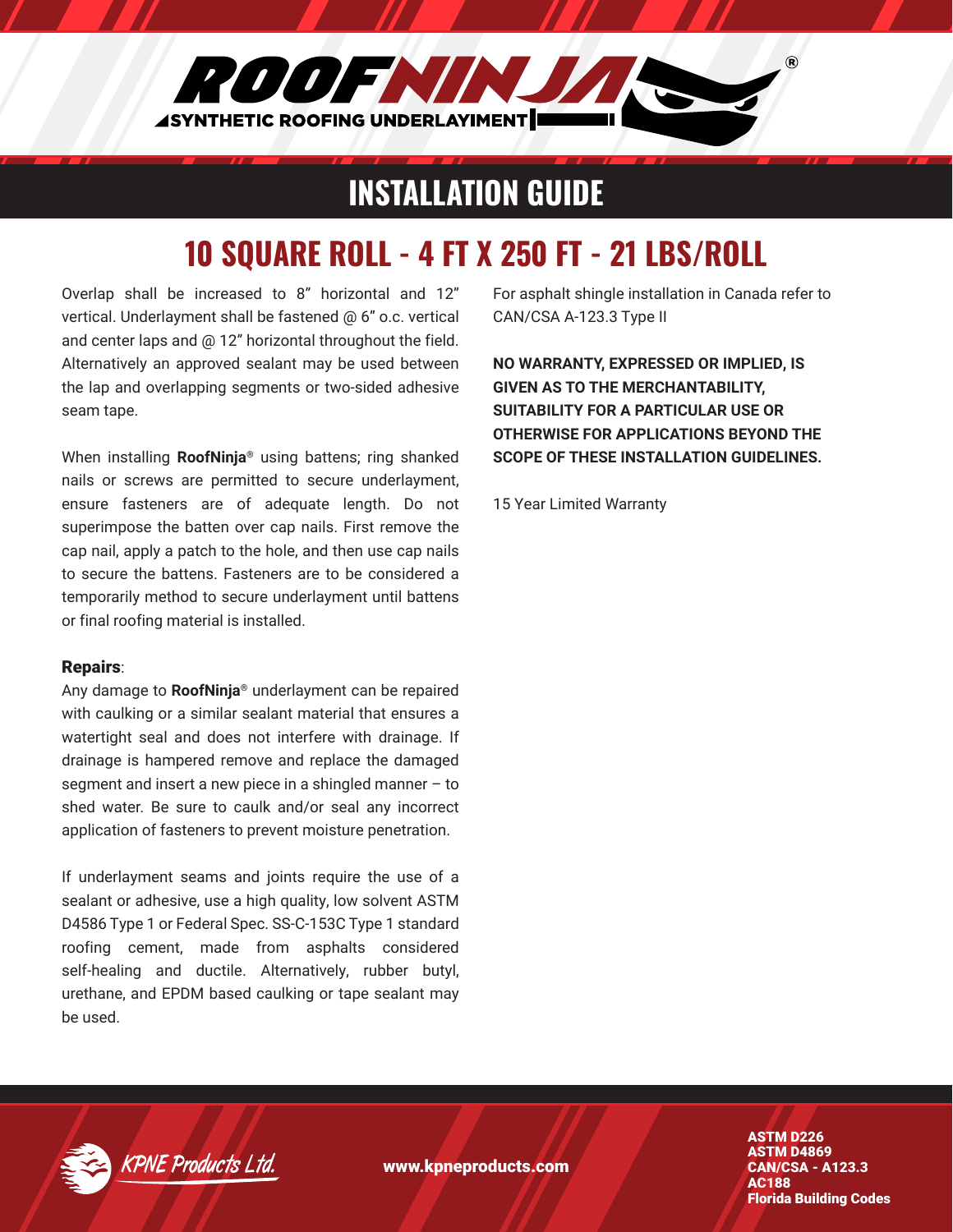# ROOFNINJA®

SYNTHETIC ROOFING UNDERLAYIMENT

## INSTALLATION GUIDE

## 10 SQUARE ROLL - 4 FT X 250 FT - 21 LBS/ROLL

Overlap shall be increased to 8" horizontal and 12" vertical. Underlayment shall be fastened @ 6" o.c. vertical and center laps and @ 12" horizontal throughout the field. Alternatively an approved sealant may be used between the lap and overlapping segments or two-sided adhesive seam tape.

When installing **RoofNinja**® using battens; ring shanked nails or screws are permitted to secure underlayment, ensure fasteners are of adequate length. Do not superimpose the batten over cap nails. First remove the cap nail, apply a patch to the hole, and then use cap nails to secure the battens. Fasteners are to be considered a temporarily method to secure underlayment until battens or final roofing material is installed.

**Repairs**:
Any damage to **RoofNinja**® underlayment can be repaired with caulking or a similar sealant material that ensures a watertight seal and does not interfere with drainage. If drainage is hampered remove and replace the damaged segment and insert a new piece in a shingled manner – to shed water. Be sure to caulk and/or seal any incorrect application of fasteners to prevent moisture penetration.

If underlayment seams and joints require the use of a sealant or adhesive, use a high quality, low solvent ASTM D4586 Type 1 or Federal Spec. SS-C-153C Type 1 standard roofing cement, made from asphalts considered self-healing and ductile. Alternatively, rubber butyl, urethane, and EPDM based caulking or tape sealant may be used.

For asphalt shingle installation in Canada refer to CAN/CSA A-123.3 Type II

**NO WARRANTY, EXPRESSED OR IMPLIED, IS GIVEN AS TO THE MERCHANTABILITY, SUITABILITY FOR A PARTICULAR USE OR OTHERWISE FOR APPLICATIONS BEYOND THE SCOPE OF THESE INSTALLATION GUIDELINES.**

15 Year Limited Warranty

KPNE Products Ltd.

www.kpneproducts.com

**ASTM D226**
**ASTM D4869**
**CAN/CSA - A123.3**
**AC188**
**Florida Building Codes**